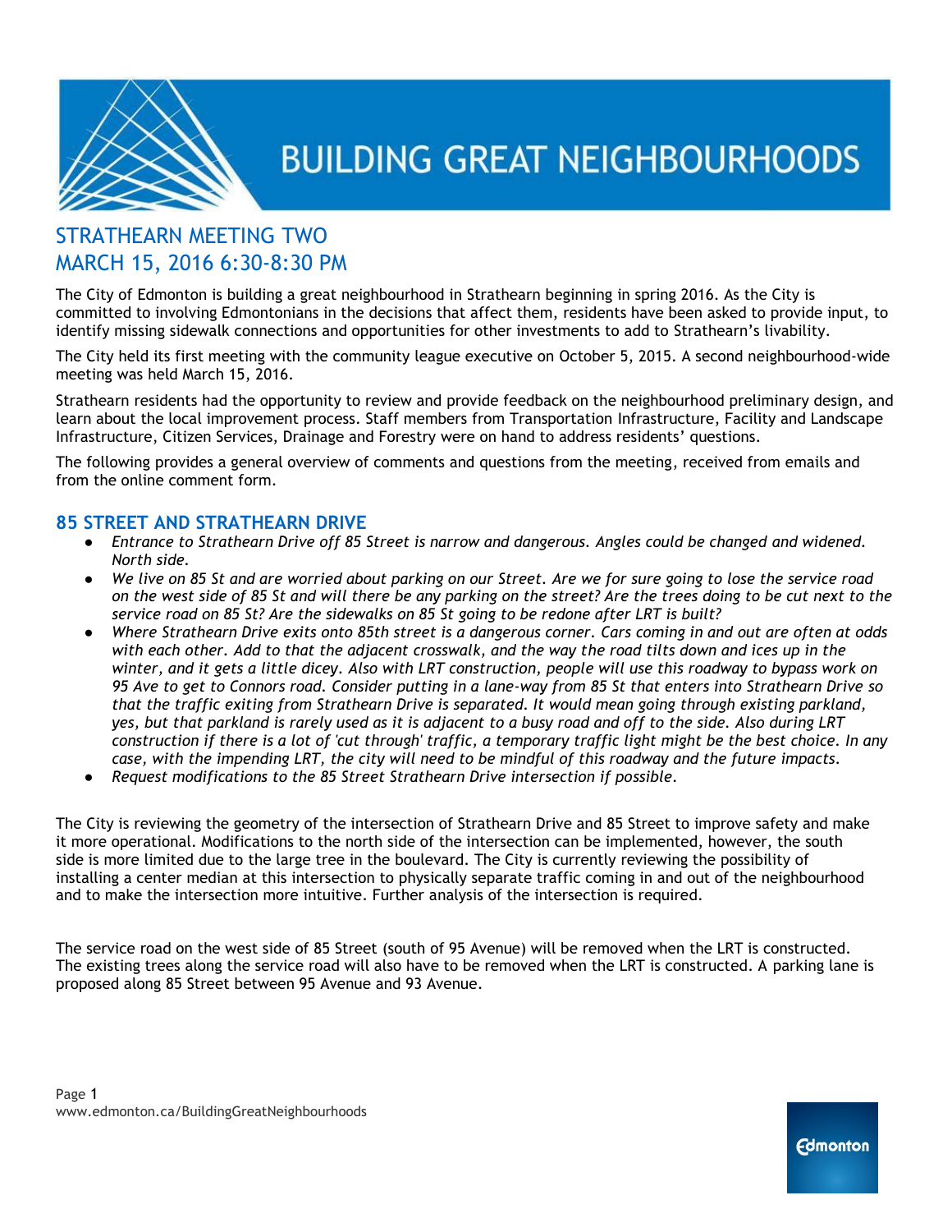# BUILDING GREAT NEIGHBOURHOODS

## STRATHEARN MEETING TWO
## MARCH 15, 2016 6:30-8:30 PM

The City of Edmonton is building a great neighbourhood in Strathearn beginning in spring 2016. As the City is committed to involving Edmontonians in the decisions that affect them, residents have been asked to provide input, to identify missing sidewalk connections and opportunities for other investments to add to Strathearn's livability.

The City held its first meeting with the community league executive on October 5, 2015. A second neighbourhood-wide meeting was held March 15, 2016.

Strathearn residents had the opportunity to review and provide feedback on the neighbourhood preliminary design, and learn about the local improvement process. Staff members from Transportation Infrastructure, Facility and Landscape Infrastructure, Citizen Services, Drainage and Forestry were on hand to address residents' questions.

The following provides a general overview of comments and questions from the meeting, received from emails and from the online comment form.

### 85 STREET AND STRATHEARN DRIVE

- *Entrance to Strathearn Drive off 85 Street is narrow and dangerous. Angles could be changed and widened. North side.*
- *We live on 85 St and are worried about parking on our Street. Are we for sure going to lose the service road on the west side of 85 St and will there be any parking on the street? Are the trees doing to be cut next to the service road on 85 St? Are the sidewalks on 85 St going to be redone after LRT is built?*
- *Where Strathearn Drive exits onto 85th street is a dangerous corner. Cars coming in and out are often at odds with each other. Add to that the adjacent crosswalk, and the way the road tilts down and ices up in the winter, and it gets a little dicey. Also with LRT construction, people will use this roadway to bypass work on 95 Ave to get to Connors road. Consider putting in a lane-way from 85 St that enters into Strathearn Drive so that the traffic exiting from Strathearn Drive is separated. It would mean going through existing parkland, yes, but that parkland is rarely used as it is adjacent to a busy road and off to the side. Also during LRT construction if there is a lot of 'cut through' traffic, a temporary traffic light might be the best choice. In any case, with the impending LRT, the city will need to be mindful of this roadway and the future impacts.*
- *Request modifications to the 85 Street Strathearn Drive intersection if possible.*

The City is reviewing the geometry of the intersection of Strathearn Drive and 85 Street to improve safety and make it more operational. Modifications to the north side of the intersection can be implemented, however, the south side is more limited due to the large tree in the boulevard. The City is currently reviewing the possibility of installing a center median at this intersection to physically separate traffic coming in and out of the neighbourhood and to make the intersection more intuitive. Further analysis of the intersection is required.

The service road on the west side of 85 Street (south of 95 Avenue) will be removed when the LRT is constructed. The existing trees along the service road will also have to be removed when the LRT is constructed. A parking lane is proposed along 85 Street between 95 Avenue and 93 Avenue.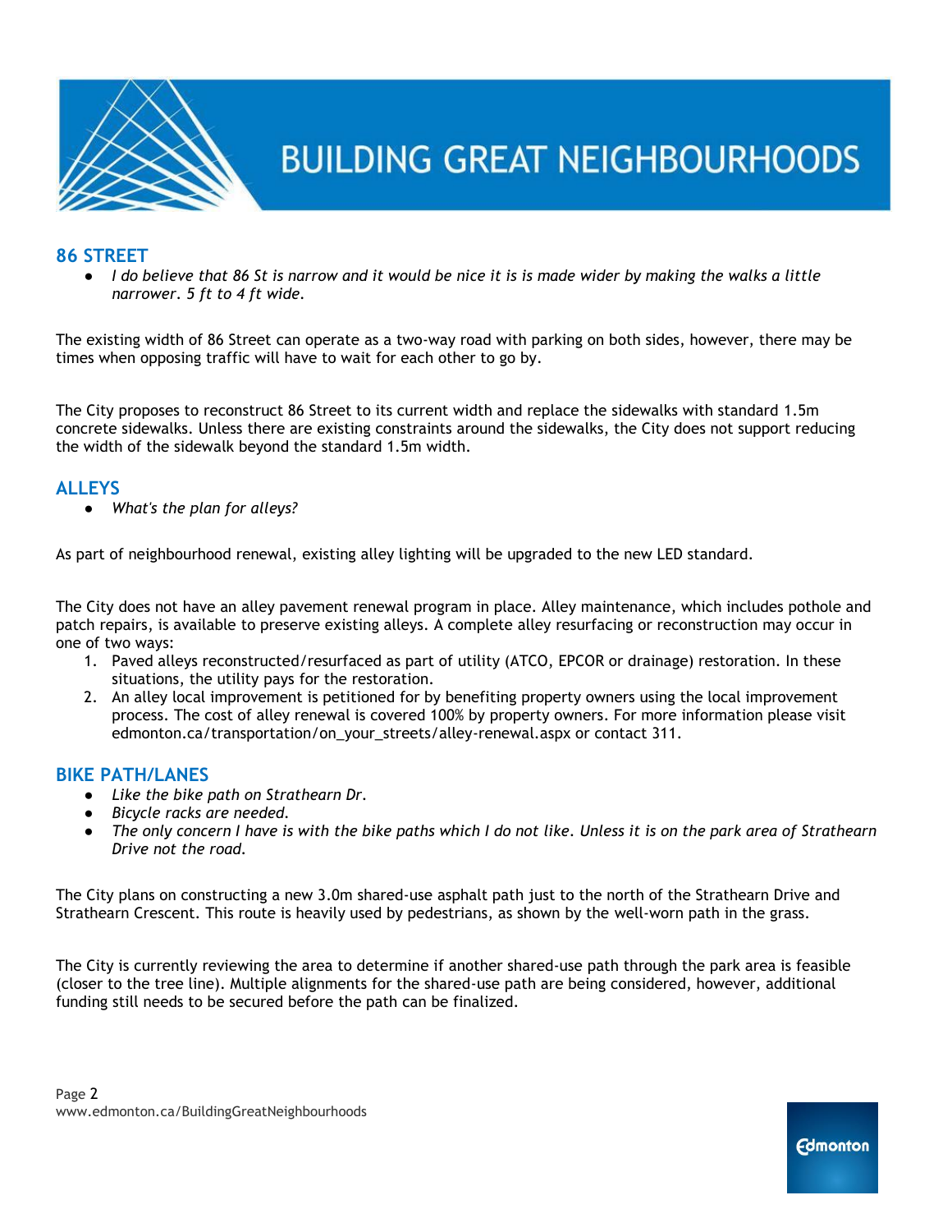## 86 STREET

- *I do believe that 86 St is narrow and it would be nice it is is made wider by making the walks a little narrower. 5 ft to 4 ft wide.*

The existing width of 86 Street can operate as a two-way road with parking on both sides, however, there may be times when opposing traffic will have to wait for each other to go by.

The City proposes to reconstruct 86 Street to its current width and replace the sidewalks with standard 1.5m concrete sidewalks. Unless there are existing constraints around the sidewalks, the City does not support reducing the width of the sidewalk beyond the standard 1.5m width.

## ALLEYS

- *What's the plan for alleys?*

As part of neighbourhood renewal, existing alley lighting will be upgraded to the new LED standard.

The City does not have an alley pavement renewal program in place. Alley maintenance, which includes pothole and patch repairs, is available to preserve existing alleys. A complete alley resurfacing or reconstruction may occur in one of two ways:

1. Paved alleys reconstructed/resurfaced as part of utility (ATCO, EPCOR or drainage) restoration. In these situations, the utility pays for the restoration.
2. An alley local improvement is petitioned for by benefiting property owners using the local improvement process. The cost of alley renewal is covered 100% by property owners. For more information please visit edmonton.ca/transportation/on_your_streets/alley-renewal.aspx or contact 311.

## BIKE PATH/LANES

- *Like the bike path on Strathearn Dr.*
- *Bicycle racks are needed.*
- *The only concern I have is with the bike paths which I do not like. Unless it is on the park area of Strathearn Drive not the road.*

The City plans on constructing a new 3.0m shared-use asphalt path just to the north of the Strathearn Drive and Strathearn Crescent. This route is heavily used by pedestrians, as shown by the well-worn path in the grass.

The City is currently reviewing the area to determine if another shared-use path through the park area is feasible (closer to the tree line). Multiple alignments for the shared-use path are being considered, however, additional funding still needs to be secured before the path can be finalized.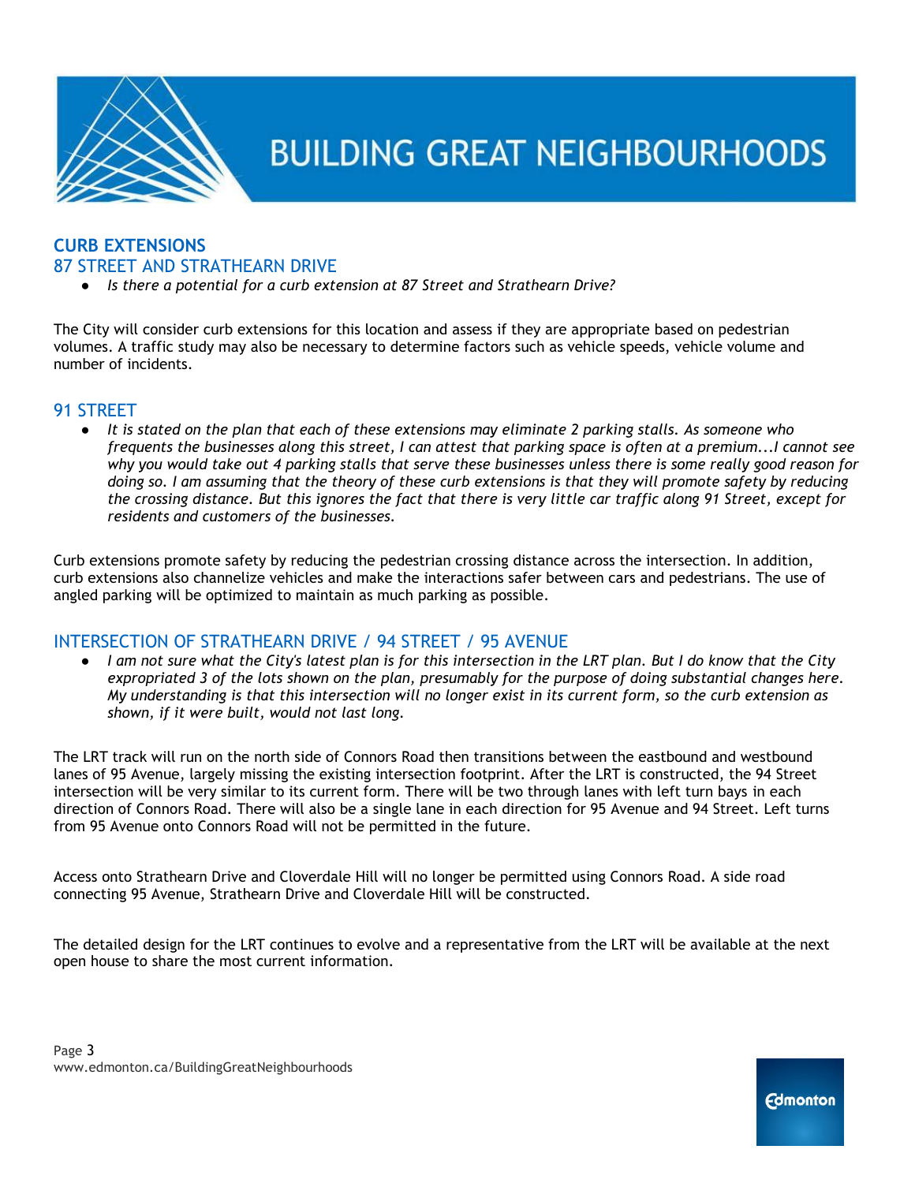## CURB EXTENSIONS

### 87 STREET AND STRATHEARN DRIVE

- *Is there a potential for a curb extension at 87 Street and Strathearn Drive?*

The City will consider curb extensions for this location and assess if they are appropriate based on pedestrian volumes. A traffic study may also be necessary to determine factors such as vehicle speeds, vehicle volume and number of incidents.

### 91 STREET

- *It is stated on the plan that each of these extensions may eliminate 2 parking stalls. As someone who frequents the businesses along this street, I can attest that parking space is often at a premium...I cannot see why you would take out 4 parking stalls that serve these businesses unless there is some really good reason for doing so. I am assuming that the theory of these curb extensions is that they will promote safety by reducing the crossing distance. But this ignores the fact that there is very little car traffic along 91 Street, except for residents and customers of the businesses.*

Curb extensions promote safety by reducing the pedestrian crossing distance across the intersection. In addition, curb extensions also channelize vehicles and make the interactions safer between cars and pedestrians. The use of angled parking will be optimized to maintain as much parking as possible.

### INTERSECTION OF STRATHEARN DRIVE / 94 STREET / 95 AVENUE

- *I am not sure what the City's latest plan is for this intersection in the LRT plan. But I do know that the City expropriated 3 of the lots shown on the plan, presumably for the purpose of doing substantial changes here. My understanding is that this intersection will no longer exist in its current form, so the curb extension as shown, if it were built, would not last long.*

The LRT track will run on the north side of Connors Road then transitions between the eastbound and westbound lanes of 95 Avenue, largely missing the existing intersection footprint. After the LRT is constructed, the 94 Street intersection will be very similar to its current form. There will be two through lanes with left turn bays in each direction of Connors Road. There will also be a single lane in each direction for 95 Avenue and 94 Street. Left turns from 95 Avenue onto Connors Road will not be permitted in the future.

Access onto Strathearn Drive and Cloverdale Hill will no longer be permitted using Connors Road. A side road connecting 95 Avenue, Strathearn Drive and Cloverdale Hill will be constructed.

The detailed design for the LRT continues to evolve and a representative from the LRT will be available at the next open house to share the most current information.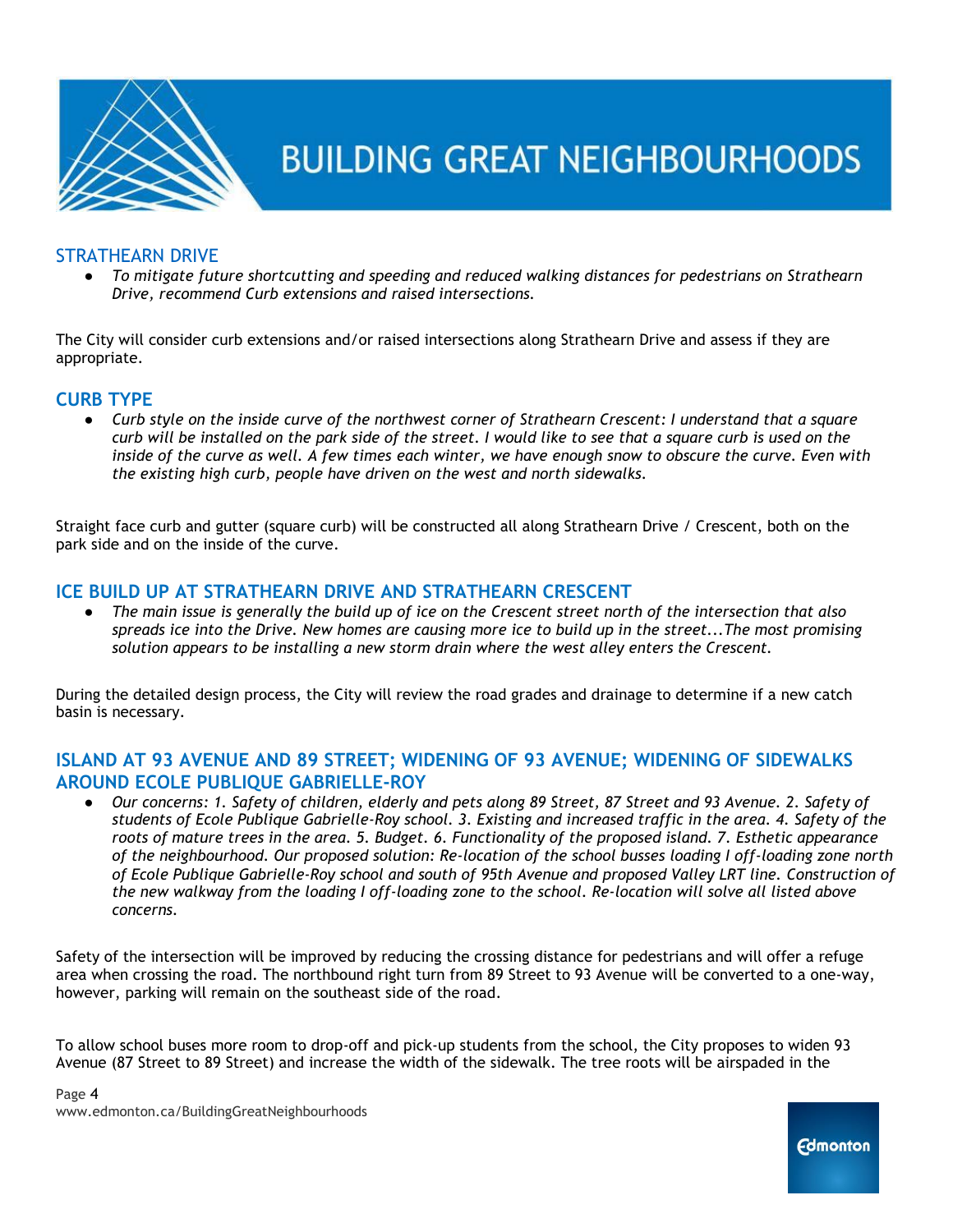## STRATHEARN DRIVE

- *To mitigate future shortcutting and speeding and reduced walking distances for pedestrians on Strathearn Drive, recommend Curb extensions and raised intersections.*

The City will consider curb extensions and/or raised intersections along Strathearn Drive and assess if they are appropriate.

## CURB TYPE

- *Curb style on the inside curve of the northwest corner of Strathearn Crescent: I understand that a square curb will be installed on the park side of the street. I would like to see that a square curb is used on the inside of the curve as well. A few times each winter, we have enough snow to obscure the curve. Even with the existing high curb, people have driven on the west and north sidewalks.*

Straight face curb and gutter (square curb) will be constructed all along Strathearn Drive / Crescent, both on the park side and on the inside of the curve.

## ICE BUILD UP AT STRATHEARN DRIVE AND STRATHEARN CRESCENT

- *The main issue is generally the build up of ice on the Crescent street north of the intersection that also spreads ice into the Drive. New homes are causing more ice to build up in the street...The most promising solution appears to be installing a new storm drain where the west alley enters the Crescent.*

During the detailed design process, the City will review the road grades and drainage to determine if a new catch basin is necessary.

## ISLAND AT 93 AVENUE AND 89 STREET; WIDENING OF 93 AVENUE; WIDENING OF SIDEWALKS AROUND ECOLE PUBLIQUE GABRIELLE-ROY

- *Our concerns: 1. Safety of children, elderly and pets along 89 Street, 87 Street and 93 Avenue. 2. Safety of students of Ecole Publique Gabrielle-Roy school. 3. Existing and increased traffic in the area. 4. Safety of the roots of mature trees in the area. 5. Budget. 6. Functionality of the proposed island. 7. Esthetic appearance of the neighbourhood. Our proposed solution: Re-location of the school busses loading I off-loading zone north of Ecole Publique Gabrielle-Roy school and south of 95th Avenue and proposed Valley LRT line. Construction of the new walkway from the loading I off-loading zone to the school. Re-location will solve all listed above concerns.*

Safety of the intersection will be improved by reducing the crossing distance for pedestrians and will offer a refuge area when crossing the road. The northbound right turn from 89 Street to 93 Avenue will be converted to a one-way, however, parking will remain on the southeast side of the road.

To allow school buses more room to drop-off and pick-up students from the school, the City proposes to widen 93 Avenue (87 Street to 89 Street) and increase the width of the sidewalk. The tree roots will be airspaded in the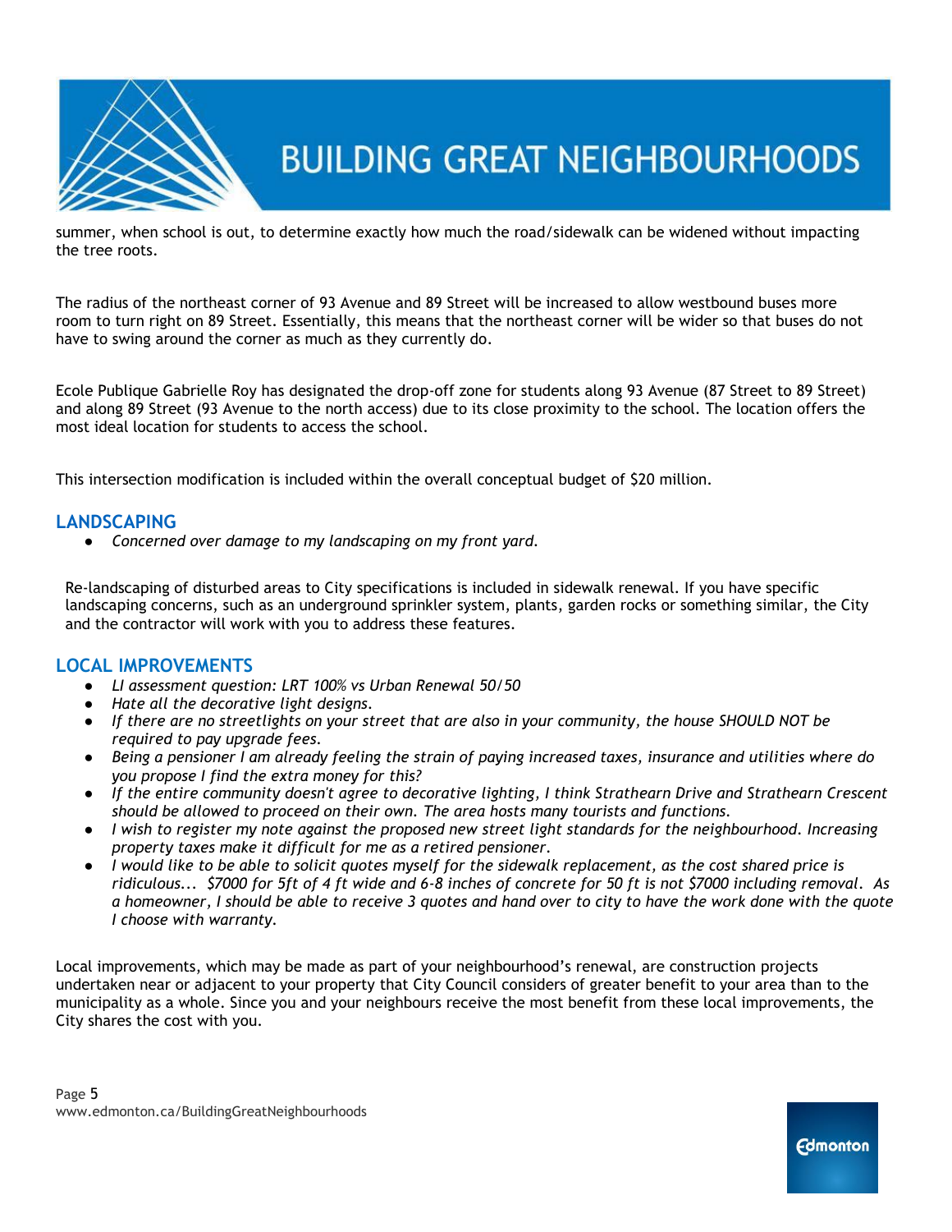summer, when school is out, to determine exactly how much the road/sidewalk can be widened without impacting the tree roots.

The radius of the northeast corner of 93 Avenue and 89 Street will be increased to allow westbound buses more room to turn right on 89 Street. Essentially, this means that the northeast corner will be wider so that buses do not have to swing around the corner as much as they currently do.

Ecole Publique Gabrielle Roy has designated the drop-off zone for students along 93 Avenue (87 Street to 89 Street) and along 89 Street (93 Avenue to the north access) due to its close proximity to the school. The location offers the most ideal location for students to access the school.

This intersection modification is included within the overall conceptual budget of $20 million.

## LANDSCAPING

- *Concerned over damage to my landscaping on my front yard.*

Re-landscaping of disturbed areas to City specifications is included in sidewalk renewal. If you have specific landscaping concerns, such as an underground sprinkler system, plants, garden rocks or something similar, the City and the contractor will work with you to address these features.

## LOCAL IMPROVEMENTS

- *LI assessment question: LRT 100% vs Urban Renewal 50/50*
- *Hate all the decorative light designs.*
- *If there are no streetlights on your street that are also in your community, the house SHOULD NOT be required to pay upgrade fees.*
- *Being a pensioner I am already feeling the strain of paying increased taxes, insurance and utilities where do you propose I find the extra money for this?*
- *If the entire community doesn't agree to decorative lighting, I think Strathearn Drive and Strathearn Crescent should be allowed to proceed on their own. The area hosts many tourists and functions.*
- *I wish to register my note against the proposed new street light standards for the neighbourhood. Increasing property taxes make it difficult for me as a retired pensioner.*
- *I would like to be able to solicit quotes myself for the sidewalk replacement, as the cost shared price is ridiculous... $7000 for 5ft of 4 ft wide and 6-8 inches of concrete for 50 ft is not $7000 including removal. As a homeowner, I should be able to receive 3 quotes and hand over to city to have the work done with the quote I choose with warranty.*

Local improvements, which may be made as part of your neighbourhood's renewal, are construction projects undertaken near or adjacent to your property that City Council considers of greater benefit to your area than to the municipality as a whole. Since you and your neighbours receive the most benefit from these local improvements, the City shares the cost with you.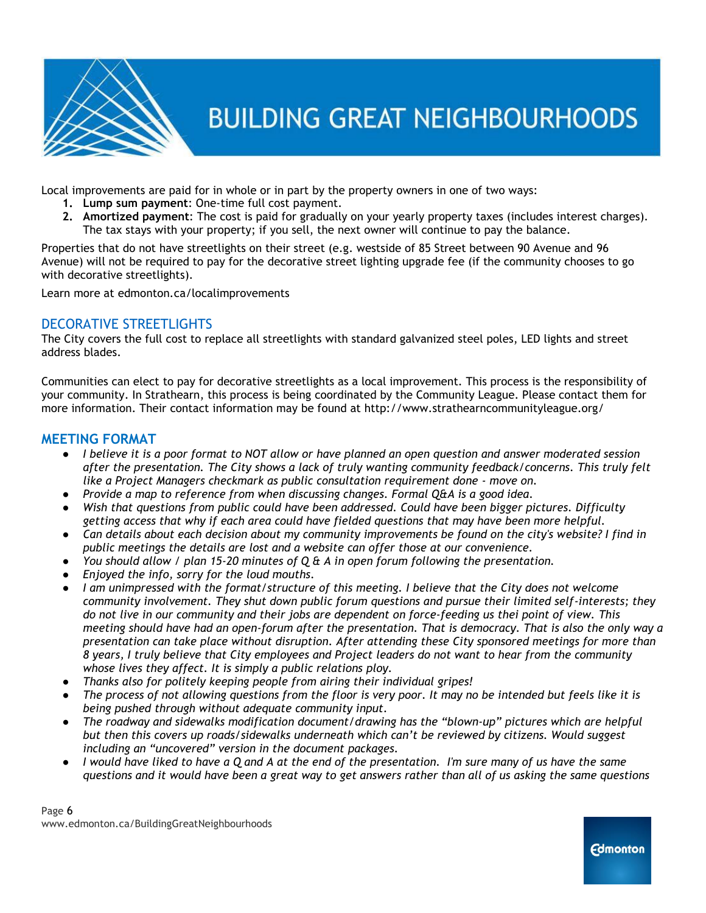Local improvements are paid for in whole or in part by the property owners in one of two ways:

1. **Lump sum payment**: One-time full cost payment.
2. **Amortized payment**: The cost is paid for gradually on your yearly property taxes (includes interest charges). The tax stays with your property; if you sell, the next owner will continue to pay the balance.

Properties that do not have streetlights on their street (e.g. westside of 85 Street between 90 Avenue and 96 Avenue) will not be required to pay for the decorative street lighting upgrade fee (if the community chooses to go with decorative streetlights).

Learn more at edmonton.ca/localimprovements

## DECORATIVE STREETLIGHTS

The City covers the full cost to replace all streetlights with standard galvanized steel poles, LED lights and street address blades.

Communities can elect to pay for decorative streetlights as a local improvement. This process is the responsibility of your community. In Strathearn, this process is being coordinated by the Community League. Please contact them for more information. Their contact information may be found at http://www.strathearncommunityleague.org/

## MEETING FORMAT

- *I believe it is a poor format to NOT allow or have planned an open question and answer moderated session after the presentation. The City shows a lack of truly wanting community feedback/concerns. This truly felt like a Project Managers checkmark as public consultation requirement done - move on.*
- *Provide a map to reference from when discussing changes. Formal Q&A is a good idea.*
- *Wish that questions from public could have been addressed. Could have been bigger pictures. Difficulty getting access that why if each area could have fielded questions that may have been more helpful.*
- *Can details about each decision about my community improvements be found on the city's website? I find in public meetings the details are lost and a website can offer those at our convenience.*
- *You should allow / plan 15-20 minutes of Q & A in open forum following the presentation.*
- *Enjoyed the info, sorry for the loud mouths.*
- *I am unimpressed with the format/structure of this meeting. I believe that the City does not welcome community involvement. They shut down public forum questions and pursue their limited self-interests; they do not live in our community and their jobs are dependent on force-feeding us thei point of view. This meeting should have had an open-forum after the presentation. That is democracy. That is also the only way a presentation can take place without disruption. After attending these City sponsored meetings for more than 8 years, I truly believe that City employees and Project leaders do not want to hear from the community whose lives they affect. It is simply a public relations ploy.*
- *Thanks also for politely keeping people from airing their individual gripes!*
- *The process of not allowing questions from the floor is very poor. It may no be intended but feels like it is being pushed through without adequate community input.*
- *The roadway and sidewalks modification document/drawing has the "blown-up" pictures which are helpful but then this covers up roads/sidewalks underneath which can't be reviewed by citizens. Would suggest including an "uncovered" version in the document packages.*
- *I would have liked to have a Q and A at the end of the presentation. I'm sure many of us have the same questions and it would have been a great way to get answers rather than all of us asking the same questions*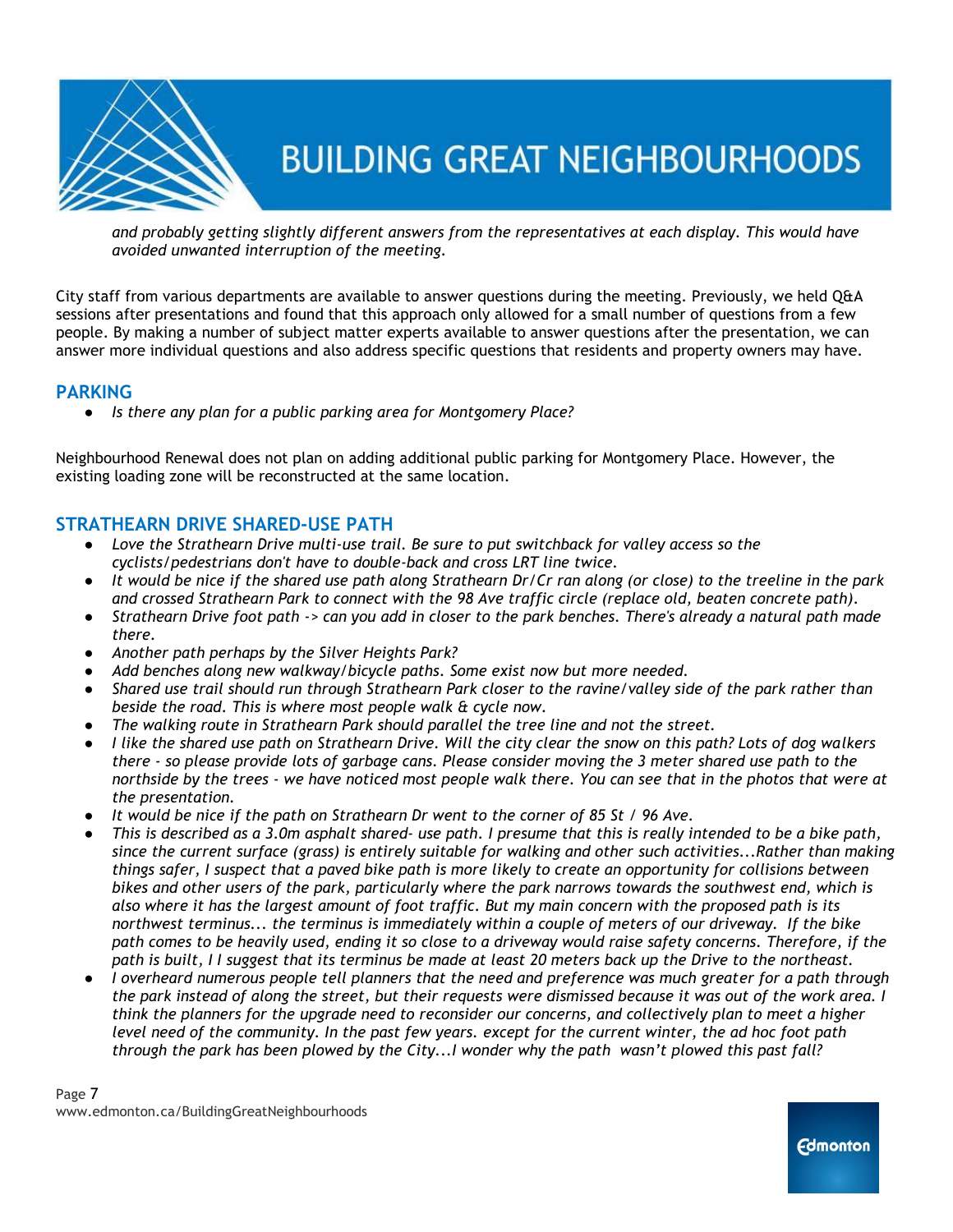*and probably getting slightly different answers from the representatives at each display. This would have avoided unwanted interruption of the meeting.*

City staff from various departments are available to answer questions during the meeting. Previously, we held Q&A sessions after presentations and found that this approach only allowed for a small number of questions from a few people. By making a number of subject matter experts available to answer questions after the presentation, we can answer more individual questions and also address specific questions that residents and property owners may have.

## PARKING

- *Is there any plan for a public parking area for Montgomery Place?*

Neighbourhood Renewal does not plan on adding additional public parking for Montgomery Place. However, the existing loading zone will be reconstructed at the same location.

## STRATHEARN DRIVE SHARED-USE PATH

- *Love the Strathearn Drive multi-use trail. Be sure to put switchback for valley access so the cyclists/pedestrians don't have to double-back and cross LRT line twice.*
- *It would be nice if the shared use path along Strathearn Dr/Cr ran along (or close) to the treeline in the park and crossed Strathearn Park to connect with the 98 Ave traffic circle (replace old, beaten concrete path).*
- *Strathearn Drive foot path -> can you add in closer to the park benches. There's already a natural path made there.*
- *Another path perhaps by the Silver Heights Park?*
- *Add benches along new walkway/bicycle paths. Some exist now but more needed.*
- *Shared use trail should run through Strathearn Park closer to the ravine/valley side of the park rather than beside the road. This is where most people walk & cycle now.*
- *The walking route in Strathearn Park should parallel the tree line and not the street.*
- *I like the shared use path on Strathearn Drive. Will the city clear the snow on this path? Lots of dog walkers there - so please provide lots of garbage cans. Please consider moving the 3 meter shared use path to the northside by the trees - we have noticed most people walk there. You can see that in the photos that were at the presentation.*
- *It would be nice if the path on Strathearn Dr went to the corner of 85 St / 96 Ave.*
- *This is described as a 3.0m asphalt shared- use path. I presume that this is really intended to be a bike path, since the current surface (grass) is entirely suitable for walking and other such activities...Rather than making things safer, I suspect that a paved bike path is more likely to create an opportunity for collisions between bikes and other users of the park, particularly where the park narrows towards the southwest end, which is also where it has the largest amount of foot traffic. But my main concern with the proposed path is its northwest terminus... the terminus is immediately within a couple of meters of our driveway. If the bike path comes to be heavily used, ending it so close to a driveway would raise safety concerns. Therefore, if the path is built, I I suggest that its terminus be made at least 20 meters back up the Drive to the northeast.*
- *I overheard numerous people tell planners that the need and preference was much greater for a path through the park instead of along the street, but their requests were dismissed because it was out of the work area. I think the planners for the upgrade need to reconsider our concerns, and collectively plan to meet a higher level need of the community. In the past few years. except for the current winter, the ad hoc foot path through the park has been plowed by the City...I wonder why the path wasn't plowed this past fall?*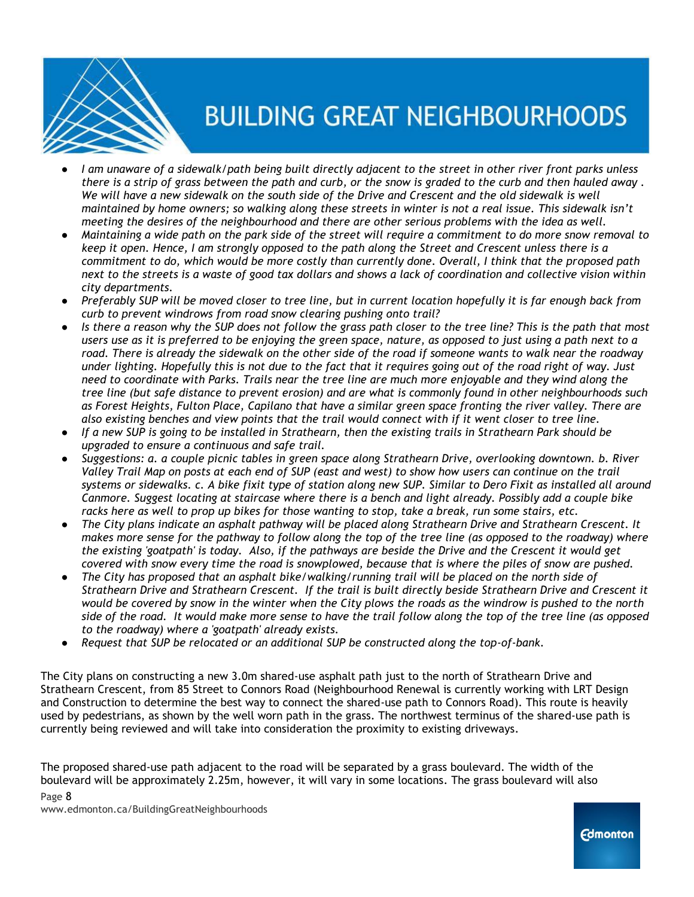- *I am unaware of a sidewalk/path being built directly adjacent to the street in other river front parks unless there is a strip of grass between the path and curb, or the snow is graded to the curb and then hauled away . We will have a new sidewalk on the south side of the Drive and Crescent and the old sidewalk is well maintained by home owners; so walking along these streets in winter is not a real issue. This sidewalk isn't meeting the desires of the neighbourhood and there are other serious problems with the idea as well.*
- *Maintaining a wide path on the park side of the street will require a commitment to do more snow removal to keep it open. Hence, I am strongly opposed to the path along the Street and Crescent unless there is a commitment to do, which would be more costly than currently done. Overall, I think that the proposed path next to the streets is a waste of good tax dollars and shows a lack of coordination and collective vision within city departments.*
- *Preferably SUP will be moved closer to tree line, but in current location hopefully it is far enough back from curb to prevent windrows from road snow clearing pushing onto trail?*
- *Is there a reason why the SUP does not follow the grass path closer to the tree line? This is the path that most users use as it is preferred to be enjoying the green space, nature, as opposed to just using a path next to a road. There is already the sidewalk on the other side of the road if someone wants to walk near the roadway under lighting. Hopefully this is not due to the fact that it requires going out of the road right of way. Just need to coordinate with Parks. Trails near the tree line are much more enjoyable and they wind along the tree line (but safe distance to prevent erosion) and are what is commonly found in other neighbourhoods such as Forest Heights, Fulton Place, Capilano that have a similar green space fronting the river valley. There are also existing benches and view points that the trail would connect with if it went closer to tree line.*
- *If a new SUP is going to be installed in Strathearn, then the existing trails in Strathearn Park should be upgraded to ensure a continuous and safe trail.*
- *Suggestions: a. a couple picnic tables in green space along Strathearn Drive, overlooking downtown. b. River Valley Trail Map on posts at each end of SUP (east and west) to show how users can continue on the trail systems or sidewalks. c. A bike fixit type of station along new SUP. Similar to Dero Fixit as installed all around Canmore. Suggest locating at staircase where there is a bench and light already. Possibly add a couple bike racks here as well to prop up bikes for those wanting to stop, take a break, run some stairs, etc.*
- *The City plans indicate an asphalt pathway will be placed along Strathearn Drive and Strathearn Crescent. It makes more sense for the pathway to follow along the top of the tree line (as opposed to the roadway) where the existing 'goatpath' is today. Also, if the pathways are beside the Drive and the Crescent it would get covered with snow every time the road is snowplowed, because that is where the piles of snow are pushed.*
- *The City has proposed that an asphalt bike/walking/running trail will be placed on the north side of Strathearn Drive and Strathearn Crescent. If the trail is built directly beside Strathearn Drive and Crescent it would be covered by snow in the winter when the City plows the roads as the windrow is pushed to the north side of the road. It would make more sense to have the trail follow along the top of the tree line (as opposed to the roadway) where a 'goatpath' already exists.*
- *Request that SUP be relocated or an additional SUP be constructed along the top-of-bank.*

The City plans on constructing a new 3.0m shared-use asphalt path just to the north of Strathearn Drive and Strathearn Crescent, from 85 Street to Connors Road (Neighbourhood Renewal is currently working with LRT Design and Construction to determine the best way to connect the shared-use path to Connors Road). This route is heavily used by pedestrians, as shown by the well worn path in the grass. The northwest terminus of the shared-use path is currently being reviewed and will take into consideration the proximity to existing driveways.

The proposed shared-use path adjacent to the road will be separated by a grass boulevard. The width of the boulevard will be approximately 2.25m, however, it will vary in some locations. The grass boulevard will also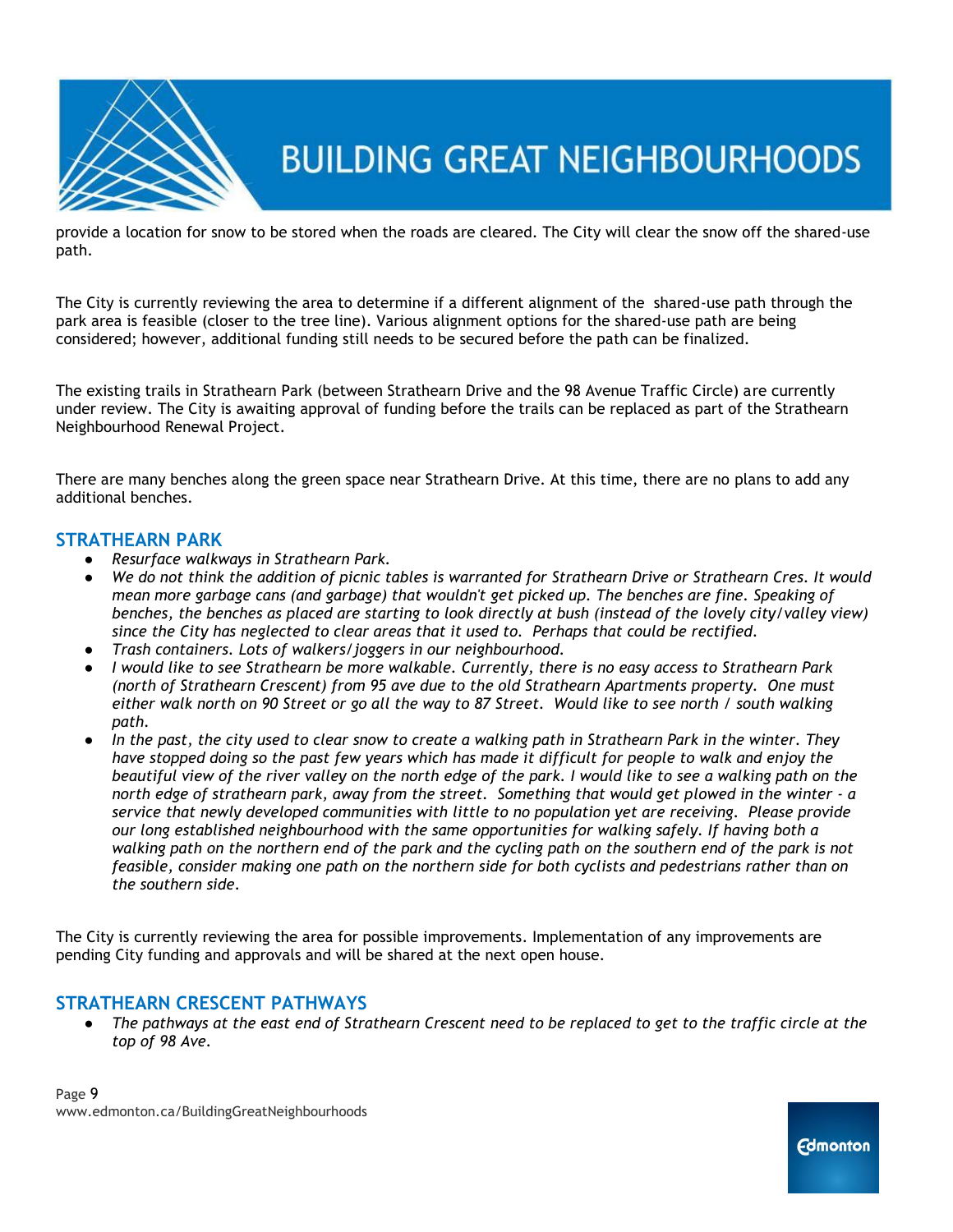provide a location for snow to be stored when the roads are cleared. The City will clear the snow off the shared-use path.

The City is currently reviewing the area to determine if a different alignment of the shared-use path through the park area is feasible (closer to the tree line). Various alignment options for the shared-use path are being considered; however, additional funding still needs to be secured before the path can be finalized.

The existing trails in Strathearn Park (between Strathearn Drive and the 98 Avenue Traffic Circle) are currently under review. The City is awaiting approval of funding before the trails can be replaced as part of the Strathearn Neighbourhood Renewal Project.

There are many benches along the green space near Strathearn Drive. At this time, there are no plans to add any additional benches.

## STRATHEARN PARK

- *Resurface walkways in Strathearn Park.*
- *We do not think the addition of picnic tables is warranted for Strathearn Drive or Strathearn Cres. It would mean more garbage cans (and garbage) that wouldn't get picked up. The benches are fine. Speaking of benches, the benches as placed are starting to look directly at bush (instead of the lovely city/valley view) since the City has neglected to clear areas that it used to. Perhaps that could be rectified.*
- *Trash containers. Lots of walkers/joggers in our neighbourhood.*
- *I would like to see Strathearn be more walkable. Currently, there is no easy access to Strathearn Park (north of Strathearn Crescent) from 95 ave due to the old Strathearn Apartments property. One must either walk north on 90 Street or go all the way to 87 Street. Would like to see north / south walking path.*
- *In the past, the city used to clear snow to create a walking path in Strathearn Park in the winter. They have stopped doing so the past few years which has made it difficult for people to walk and enjoy the beautiful view of the river valley on the north edge of the park. I would like to see a walking path on the north edge of strathearn park, away from the street. Something that would get plowed in the winter - a service that newly developed communities with little to no population yet are receiving. Please provide our long established neighbourhood with the same opportunities for walking safely. If having both a walking path on the northern end of the park and the cycling path on the southern end of the park is not feasible, consider making one path on the northern side for both cyclists and pedestrians rather than on the southern side.*

The City is currently reviewing the area for possible improvements. Implementation of any improvements are pending City funding and approvals and will be shared at the next open house.

## STRATHEARN CRESCENT PATHWAYS

- *The pathways at the east end of Strathearn Crescent need to be replaced to get to the traffic circle at the top of 98 Ave.*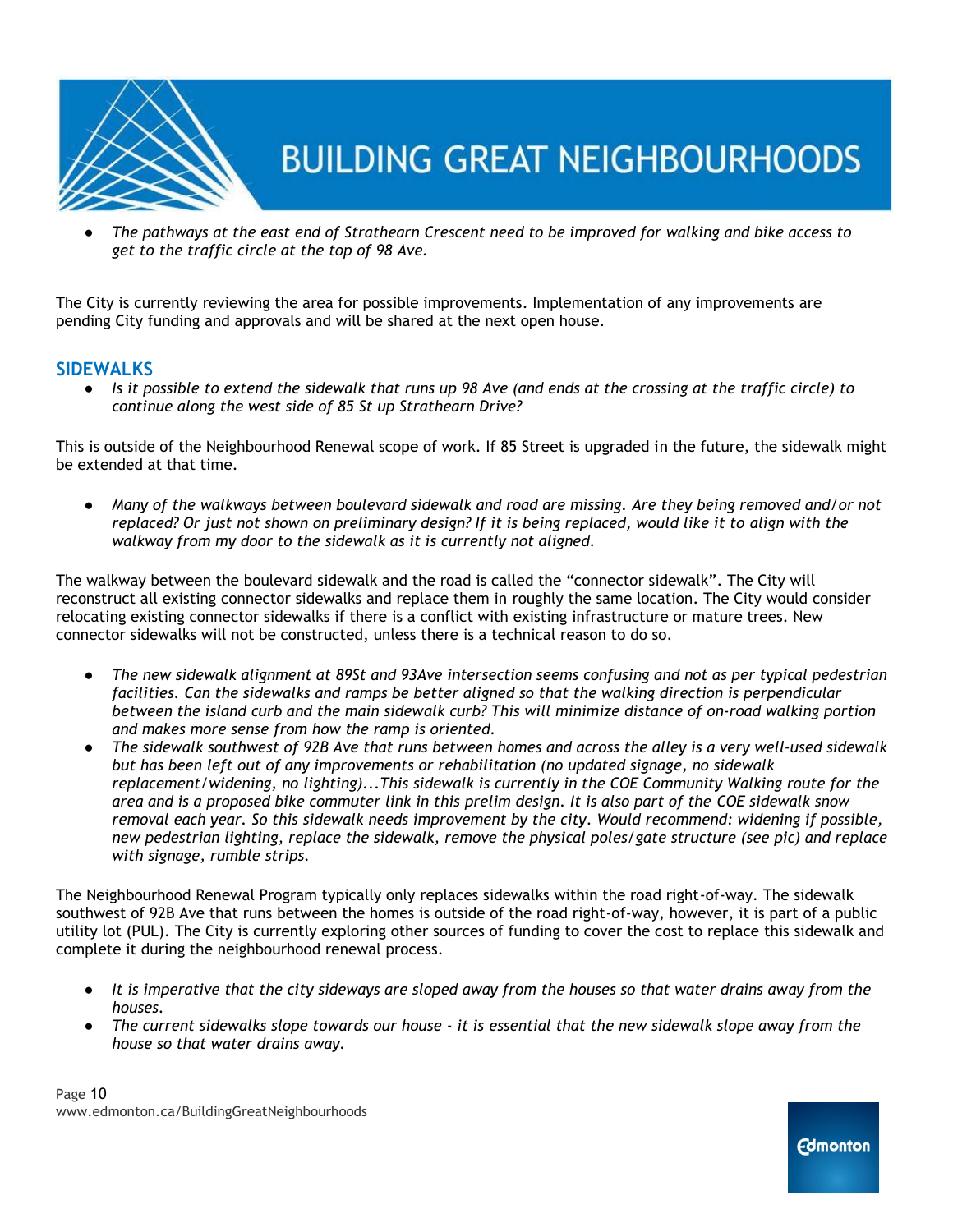- *The pathways at the east end of Strathearn Crescent need to be improved for walking and bike access to get to the traffic circle at the top of 98 Ave.*

The City is currently reviewing the area for possible improvements. Implementation of any improvements are pending City funding and approvals and will be shared at the next open house.

## SIDEWALKS

- *Is it possible to extend the sidewalk that runs up 98 Ave (and ends at the crossing at the traffic circle) to continue along the west side of 85 St up Strathearn Drive?*

This is outside of the Neighbourhood Renewal scope of work. If 85 Street is upgraded in the future, the sidewalk might be extended at that time.

- *Many of the walkways between boulevard sidewalk and road are missing. Are they being removed and/or not replaced? Or just not shown on preliminary design? If it is being replaced, would like it to align with the walkway from my door to the sidewalk as it is currently not aligned.*

The walkway between the boulevard sidewalk and the road is called the "connector sidewalk". The City will reconstruct all existing connector sidewalks and replace them in roughly the same location. The City would consider relocating existing connector sidewalks if there is a conflict with existing infrastructure or mature trees. New connector sidewalks will not be constructed, unless there is a technical reason to do so.

- *The new sidewalk alignment at 89St and 93Ave intersection seems confusing and not as per typical pedestrian facilities. Can the sidewalks and ramps be better aligned so that the walking direction is perpendicular between the island curb and the main sidewalk curb? This will minimize distance of on-road walking portion and makes more sense from how the ramp is oriented.*
- *The sidewalk southwest of 92B Ave that runs between homes and across the alley is a very well-used sidewalk but has been left out of any improvements or rehabilitation (no updated signage, no sidewalk replacement/widening, no lighting)...This sidewalk is currently in the COE Community Walking route for the area and is a proposed bike commuter link in this prelim design. It is also part of the COE sidewalk snow removal each year. So this sidewalk needs improvement by the city. Would recommend: widening if possible, new pedestrian lighting, replace the sidewalk, remove the physical poles/gate structure (see pic) and replace with signage, rumble strips.*

The Neighbourhood Renewal Program typically only replaces sidewalks within the road right-of-way. The sidewalk southwest of 92B Ave that runs between the homes is outside of the road right-of-way, however, it is part of a public utility lot (PUL). The City is currently exploring other sources of funding to cover the cost to replace this sidewalk and complete it during the neighbourhood renewal process.

- *It is imperative that the city sideways are sloped away from the houses so that water drains away from the houses.*
- *The current sidewalks slope towards our house - it is essential that the new sidewalk slope away from the house so that water drains away.*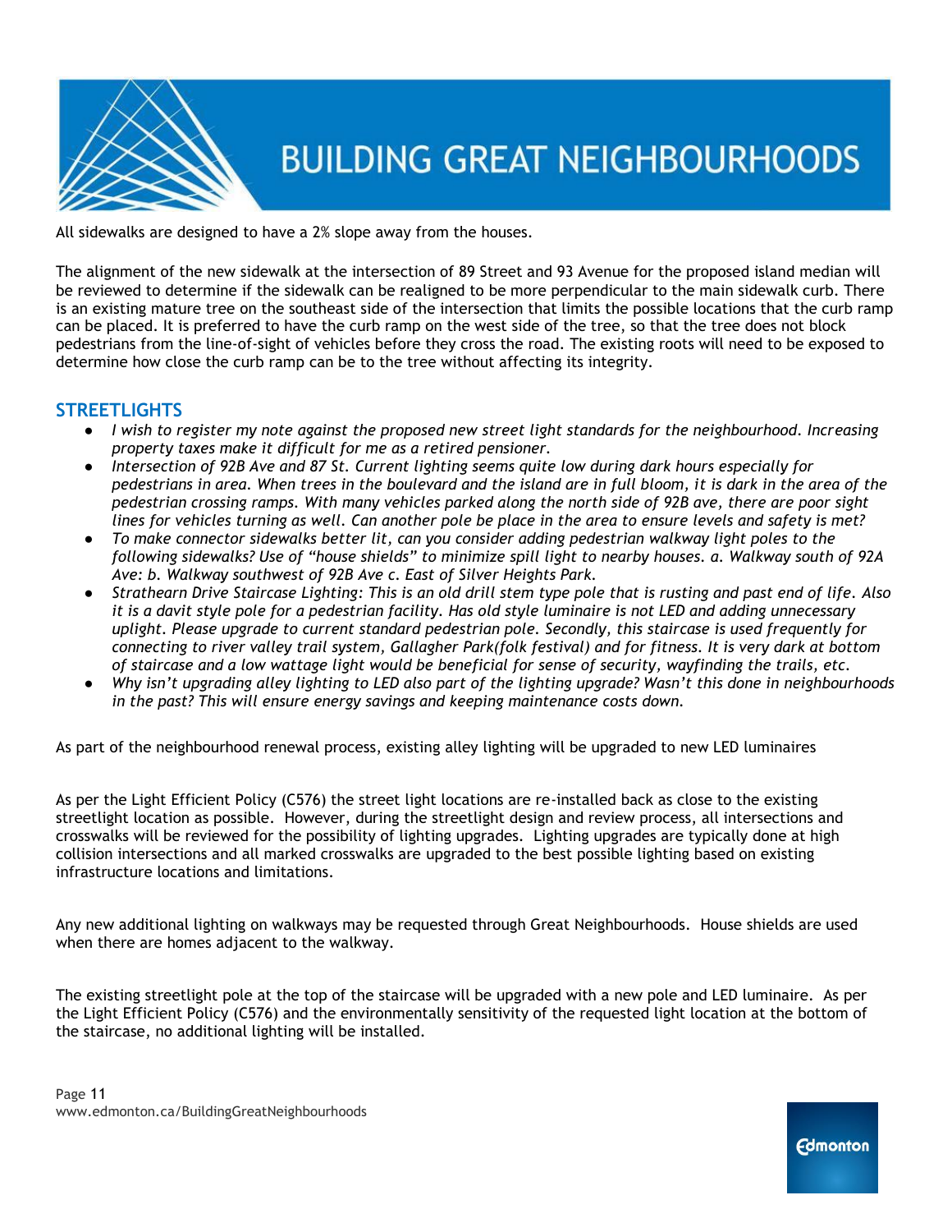All sidewalks are designed to have a 2% slope away from the houses.

The alignment of the new sidewalk at the intersection of 89 Street and 93 Avenue for the proposed island median will be reviewed to determine if the sidewalk can be realigned to be more perpendicular to the main sidewalk curb. There is an existing mature tree on the southeast side of the intersection that limits the possible locations that the curb ramp can be placed. It is preferred to have the curb ramp on the west side of the tree, so that the tree does not block pedestrians from the line-of-sight of vehicles before they cross the road. The existing roots will need to be exposed to determine how close the curb ramp can be to the tree without affecting its integrity.

## STREETLIGHTS

- *I wish to register my note against the proposed new street light standards for the neighbourhood. Increasing property taxes make it difficult for me as a retired pensioner.*
- *Intersection of 92B Ave and 87 St. Current lighting seems quite low during dark hours especially for pedestrians in area. When trees in the boulevard and the island are in full bloom, it is dark in the area of the pedestrian crossing ramps. With many vehicles parked along the north side of 92B ave, there are poor sight lines for vehicles turning as well. Can another pole be place in the area to ensure levels and safety is met?*
- *To make connector sidewalks better lit, can you consider adding pedestrian walkway light poles to the following sidewalks? Use of "house shields" to minimize spill light to nearby houses. a. Walkway south of 92A Ave: b. Walkway southwest of 92B Ave c. East of Silver Heights Park.*
- *Strathearn Drive Staircase Lighting: This is an old drill stem type pole that is rusting and past end of life. Also it is a davit style pole for a pedestrian facility. Has old style luminaire is not LED and adding unnecessary uplight. Please upgrade to current standard pedestrian pole. Secondly, this staircase is used frequently for connecting to river valley trail system, Gallagher Park(folk festival) and for fitness. It is very dark at bottom of staircase and a low wattage light would be beneficial for sense of security, wayfinding the trails, etc.*
- *Why isn't upgrading alley lighting to LED also part of the lighting upgrade? Wasn't this done in neighbourhoods in the past? This will ensure energy savings and keeping maintenance costs down.*

As part of the neighbourhood renewal process, existing alley lighting will be upgraded to new LED luminaires

As per the Light Efficient Policy (C576) the street light locations are re-installed back as close to the existing streetlight location as possible. However, during the streetlight design and review process, all intersections and crosswalks will be reviewed for the possibility of lighting upgrades. Lighting upgrades are typically done at high collision intersections and all marked crosswalks are upgraded to the best possible lighting based on existing infrastructure locations and limitations.

Any new additional lighting on walkways may be requested through Great Neighbourhoods. House shields are used when there are homes adjacent to the walkway.

The existing streetlight pole at the top of the staircase will be upgraded with a new pole and LED luminaire. As per the Light Efficient Policy (C576) and the environmentally sensitivity of the requested light location at the bottom of the staircase, no additional lighting will be installed.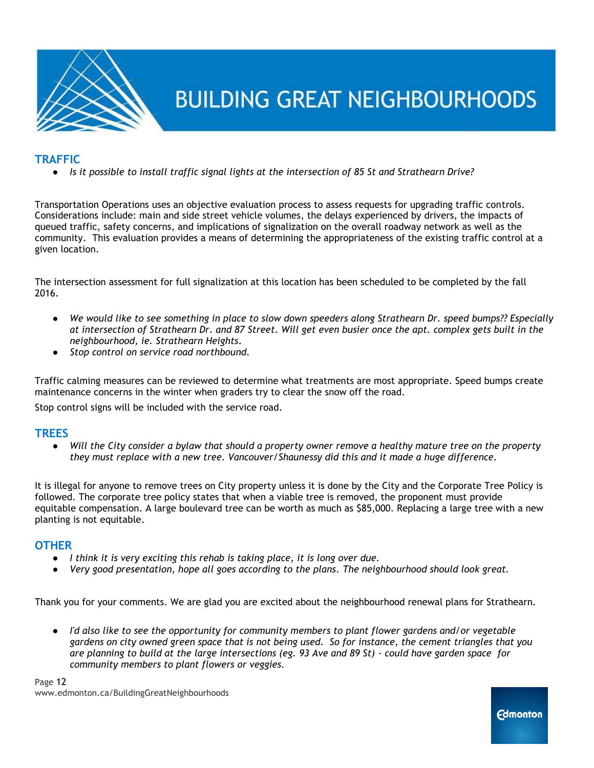## TRAFFIC

- *Is it possible to install traffic signal lights at the intersection of 85 St and Strathearn Drive?*

Transportation Operations uses an objective evaluation process to assess requests for upgrading traffic controls. Considerations include: main and side street vehicle volumes, the delays experienced by drivers, the impacts of queued traffic, safety concerns, and implications of signalization on the overall roadway network as well as the community. This evaluation provides a means of determining the appropriateness of the existing traffic control at a given location.

The intersection assessment for full signalization at this location has been scheduled to be completed by the fall 2016.

- *We would like to see something in place to slow down speeders along Strathearn Dr. speed bumps?? Especially at intersection of Strathearn Dr. and 87 Street. Will get even busier once the apt. complex gets built in the neighbourhood, ie. Strathearn Heights.*
- *Stop control on service road northbound.*

Traffic calming measures can be reviewed to determine what treatments are most appropriate. Speed bumps create maintenance concerns in the winter when graders try to clear the snow off the road.

Stop control signs will be included with the service road.

## TREES

- *Will the City consider a bylaw that should a property owner remove a healthy mature tree on the property they must replace with a new tree. Vancouver/Shaunessy did this and it made a huge difference.*

It is illegal for anyone to remove trees on City property unless it is done by the City and the Corporate Tree Policy is followed. The corporate tree policy states that when a viable tree is removed, the proponent must provide equitable compensation. A large boulevard tree can be worth as much as $85,000. Replacing a large tree with a new planting is not equitable.

## OTHER

- *I think it is very exciting this rehab is taking place, it is long over due.*
- *Very good presentation, hope all goes according to the plans. The neighbourhood should look great.*

Thank you for your comments. We are glad you are excited about the neighbourhood renewal plans for Strathearn.

- *I'd also like to see the opportunity for community members to plant flower gardens and/or vegetable gardens on city owned green space that is not being used. So for instance, the cement triangles that you are planning to build at the large intersections (eg. 93 Ave and 89 St) - could have garden space for community members to plant flowers or veggies.*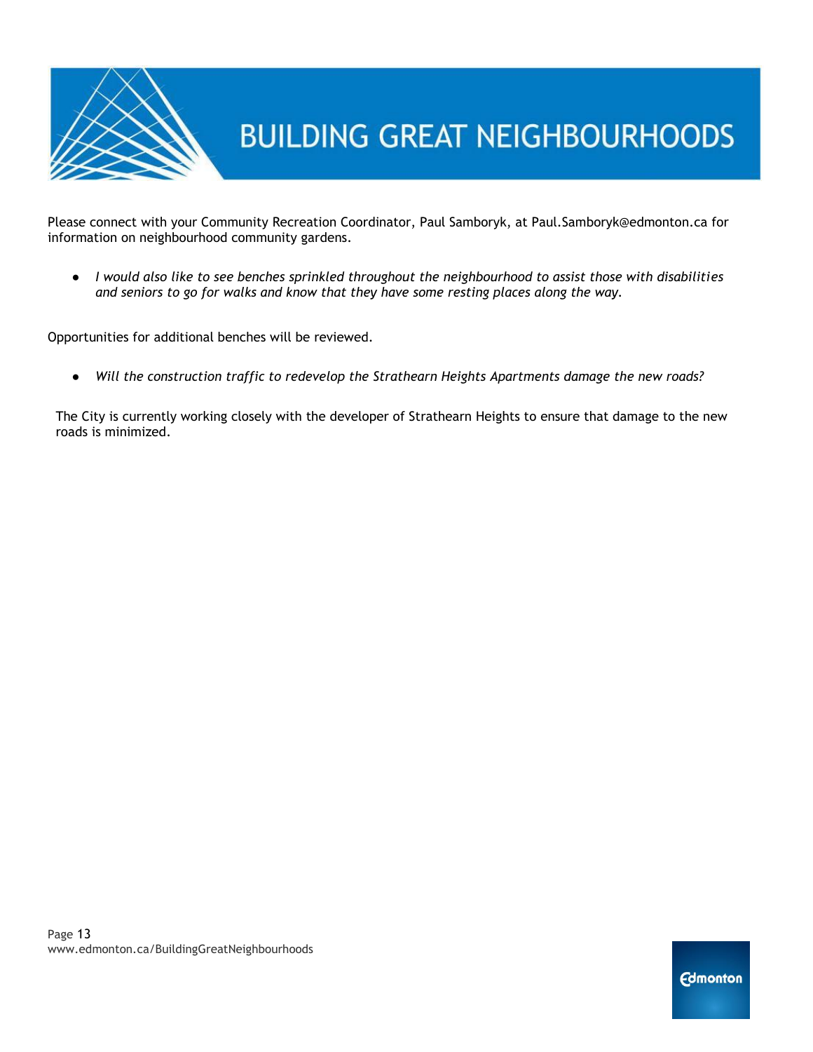Please connect with your Community Recreation Coordinator, Paul Samboryk, at Paul.Samboryk@edmonton.ca for information on neighbourhood community gardens.

- *I would also like to see benches sprinkled throughout the neighbourhood to assist those with disabilities and seniors to go for walks and know that they have some resting places along the way.*

Opportunities for additional benches will be reviewed.

- *Will the construction traffic to redevelop the Strathearn Heights Apartments damage the new roads?*

The City is currently working closely with the developer of Strathearn Heights to ensure that damage to the new roads is minimized.